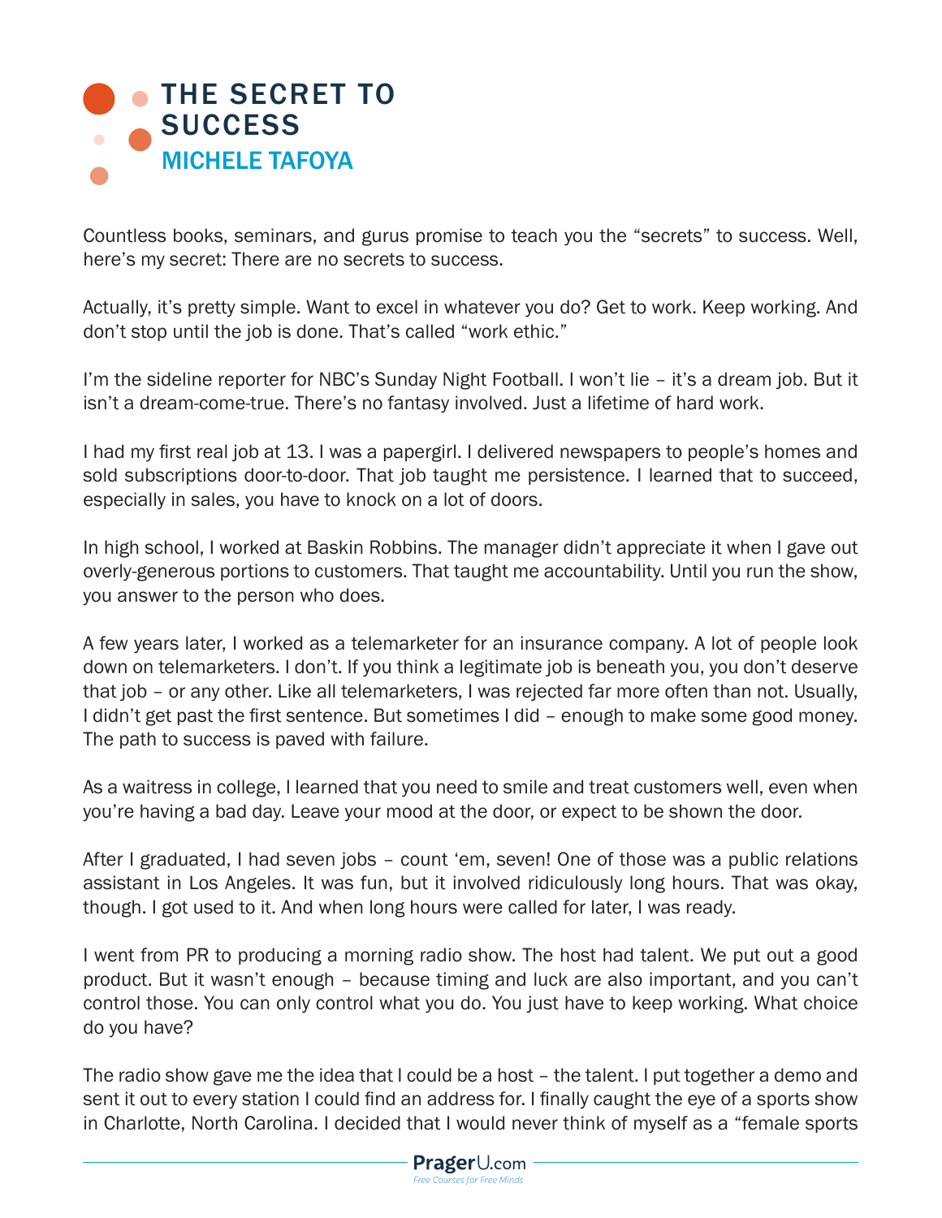# THE SECRET TO SUCCESS

## MICHELE TAFOYA

Countless books, seminars, and gurus promise to teach you the "secrets" to success. Well, here's my secret: There are no secrets to success.

Actually, it's pretty simple. Want to excel in whatever you do? Get to work. Keep working. And don't stop until the job is done. That's called "work ethic."

I'm the sideline reporter for NBC's Sunday Night Football. I won't lie – it's a dream job. But it isn't a dream-come-true. There's no fantasy involved. Just a lifetime of hard work.

I had my first real job at 13. I was a papergirl. I delivered newspapers to people's homes and sold subscriptions door-to-door. That job taught me persistence. I learned that to succeed, especially in sales, you have to knock on a lot of doors.

In high school, I worked at Baskin Robbins. The manager didn't appreciate it when I gave out overly-generous portions to customers. That taught me accountability. Until you run the show, you answer to the person who does.

A few years later, I worked as a telemarketer for an insurance company. A lot of people look down on telemarketers. I don't. If you think a legitimate job is beneath you, you don't deserve that job – or any other. Like all telemarketers, I was rejected far more often than not. Usually, I didn't get past the first sentence. But sometimes I did – enough to make some good money. The path to success is paved with failure.

As a waitress in college, I learned that you need to smile and treat customers well, even when you're having a bad day. Leave your mood at the door, or expect to be shown the door.

After I graduated, I had seven jobs – count 'em, seven! One of those was a public relations assistant in Los Angeles. It was fun, but it involved ridiculously long hours. That was okay, though. I got used to it. And when long hours were called for later, I was ready.

I went from PR to producing a morning radio show. The host had talent. We put out a good product. But it wasn't enough – because timing and luck are also important, and you can't control those. You can only control what you do. You just have to keep working. What choice do you have?

The radio show gave me the idea that I could be a host – the talent. I put together a demo and sent it out to every station I could find an address for. I finally caught the eye of a sports show in Charlotte, North Carolina. I decided that I would never think of myself as a "female sports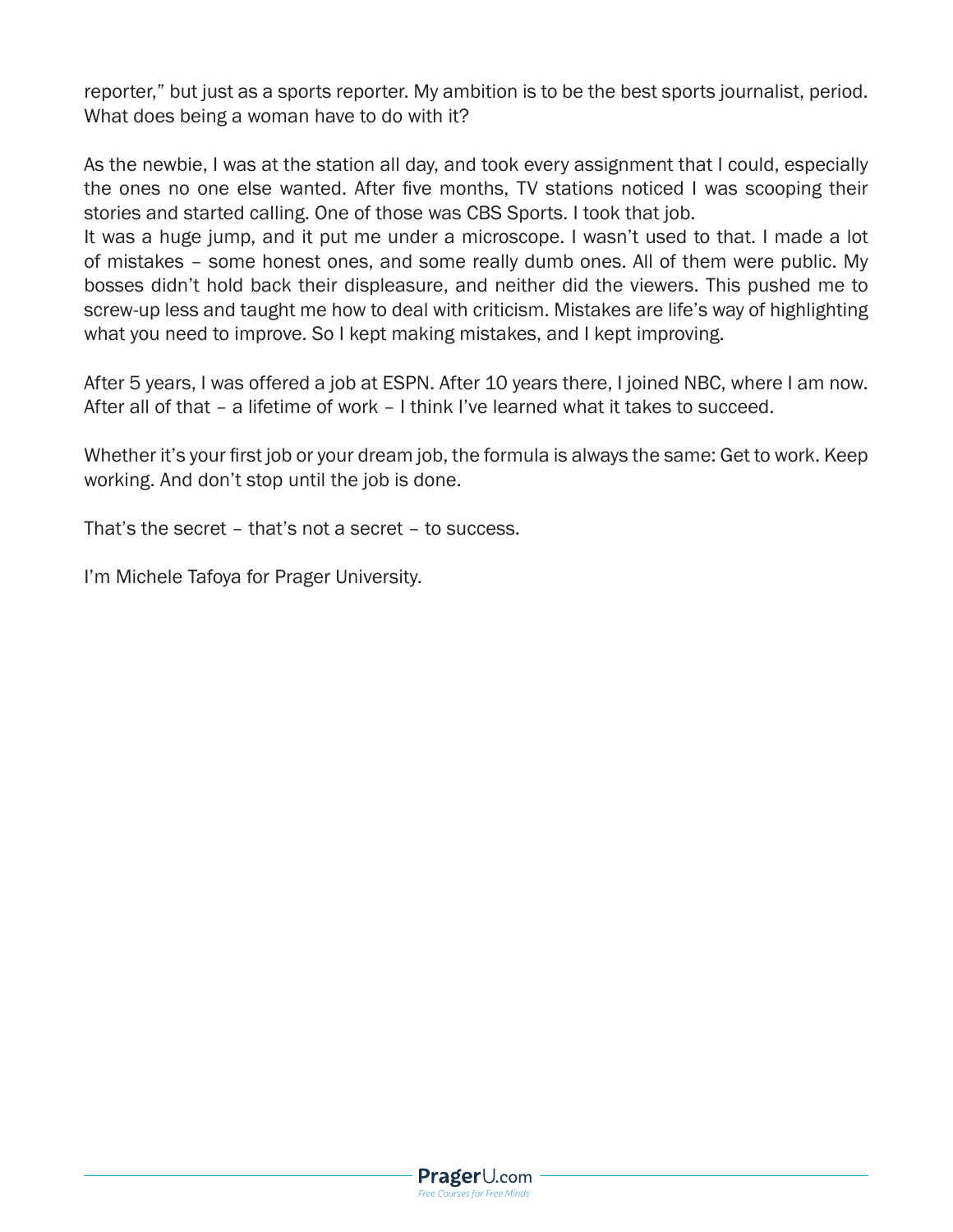reporter," but just as a sports reporter. My ambition is to be the best sports journalist, period. What does being a woman have to do with it?

As the newbie, I was at the station all day, and took every assignment that I could, especially the ones no one else wanted. After five months, TV stations noticed I was scooping their stories and started calling. One of those was CBS Sports. I took that job.

It was a huge jump, and it put me under a microscope. I wasn't used to that. I made a lot of mistakes – some honest ones, and some really dumb ones. All of them were public. My bosses didn't hold back their displeasure, and neither did the viewers. This pushed me to screw-up less and taught me how to deal with criticism. Mistakes are life's way of highlighting what you need to improve. So I kept making mistakes, and I kept improving.

After 5 years, I was offered a job at ESPN. After 10 years there, I joined NBC, where I am now. After all of that – a lifetime of work – I think I've learned what it takes to succeed.

Whether it's your first job or your dream job, the formula is always the same: Get to work. Keep working. And don't stop until the job is done.

That's the secret – that's not a secret – to success.

I'm Michele Tafoya for Prager University.